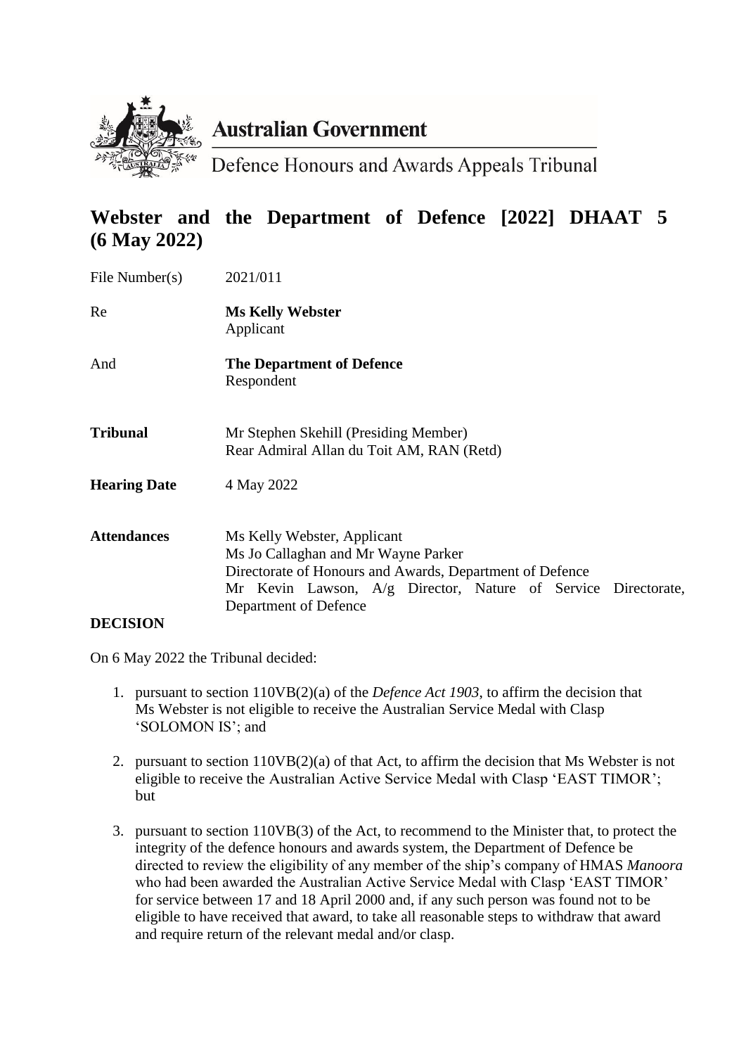Australian Government

Defence Honours and Awards Appeals Tribunal

# Webster and the Department of Defence [2022] DHAAT 5 (6 May 2022)

| | |
|---|---|
| File Number(s) | 2021/011 |
| Re | **Ms Kelly Webster**<br>Applicant |
| And | **The Department of Defence**<br>Respondent |
| **Tribunal** | Mr Stephen Skehill (Presiding Member)<br>Rear Admiral Allan du Toit AM, RAN (Retd) |
| **Hearing Date** | 4 May 2022 |
| **Attendances** | Ms Kelly Webster, Applicant<br>Ms Jo Callaghan and Mr Wayne Parker<br>Directorate of Honours and Awards, Department of Defence<br>Mr Kevin Lawson, A/g Director, Nature of Service Directorate, Department of Defence |

## DECISION

On 6 May 2022 the Tribunal decided:

1. pursuant to section 110VB(2)(a) of the *Defence Act 1903*, to affirm the decision that Ms Webster is not eligible to receive the Australian Service Medal with Clasp 'SOLOMON IS'; and

2. pursuant to section 110VB(2)(a) of that Act, to affirm the decision that Ms Webster is not eligible to receive the Australian Active Service Medal with Clasp 'EAST TIMOR'; but

3. pursuant to section 110VB(3) of the Act, to recommend to the Minister that, to protect the integrity of the defence honours and awards system, the Department of Defence be directed to review the eligibility of any member of the ship's company of HMAS *Manoora* who had been awarded the Australian Active Service Medal with Clasp 'EAST TIMOR' for service between 17 and 18 April 2000 and, if any such person was found not to be eligible to have received that award, to take all reasonable steps to withdraw that award and require return of the relevant medal and/or clasp.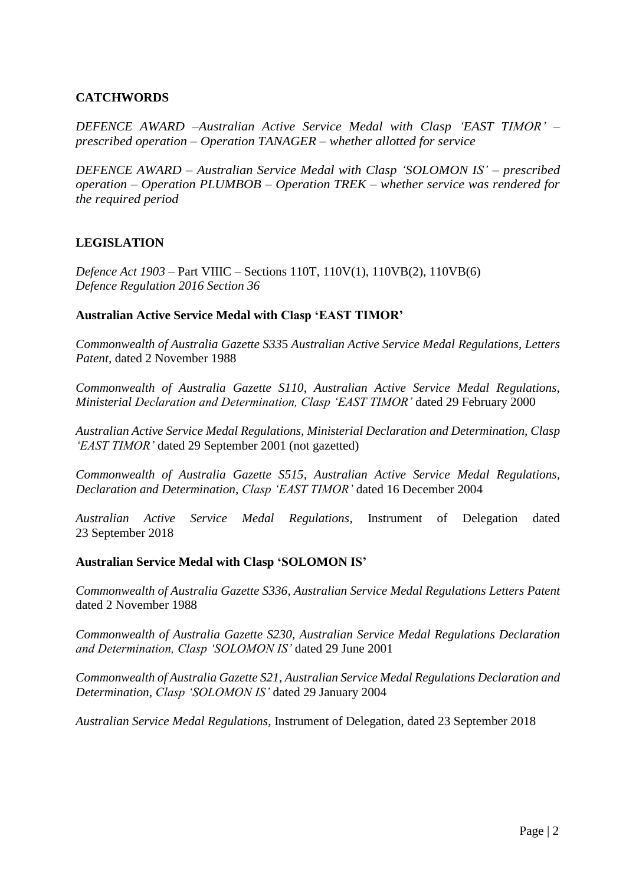**CATCHWORDS**

*DEFENCE AWARD –Australian Active Service Medal with Clasp 'EAST TIMOR' – prescribed operation – Operation TANAGER – whether allotted for service*

*DEFENCE AWARD – Australian Service Medal with Clasp 'SOLOMON IS' – prescribed operation – Operation PLUMBOB – Operation TREK – whether service was rendered for the required period*

**LEGISLATION**

*Defence Act 1903* – Part VIIIC – Sections 110T, 110V(1), 110VB(2), 110VB(6)
*Defence Regulation 2016 Section 36*

**Australian Active Service Medal with Clasp 'EAST TIMOR'**

*Commonwealth of Australia Gazette S33*5 *Australian Active Service Medal Regulations, Letters Patent*, dated 2 November 1988

*Commonwealth of Australia Gazette S110, Australian Active Service Medal Regulations, Ministerial Declaration and Determination, Clasp 'EAST TIMOR'* dated 29 February 2000

*Australian Active Service Medal Regulations, Ministerial Declaration and Determination, Clasp 'EAST TIMOR'* dated 29 September 2001 (not gazetted)

*Commonwealth of Australia Gazette S515, Australian Active Service Medal Regulations, Declaration and Determination, Clasp 'EAST TIMOR'* dated 16 December 2004

*Australian Active Service Medal Regulations*, Instrument of Delegation dated 23 September 2018

**Australian Service Medal with Clasp 'SOLOMON IS'**

*Commonwealth of Australia Gazette S336, Australian Service Medal Regulations Letters Patent* dated 2 November 1988

*Commonwealth of Australia Gazette S230, Australian Service Medal Regulations Declaration and Determination, Clasp 'SOLOMON IS'* dated 29 June 2001

*Commonwealth of Australia Gazette S21, Australian Service Medal Regulations Declaration and Determination, Clasp 'SOLOMON IS'* dated 29 January 2004

*Australian Service Medal Regulations*, Instrument of Delegation, dated 23 September 2018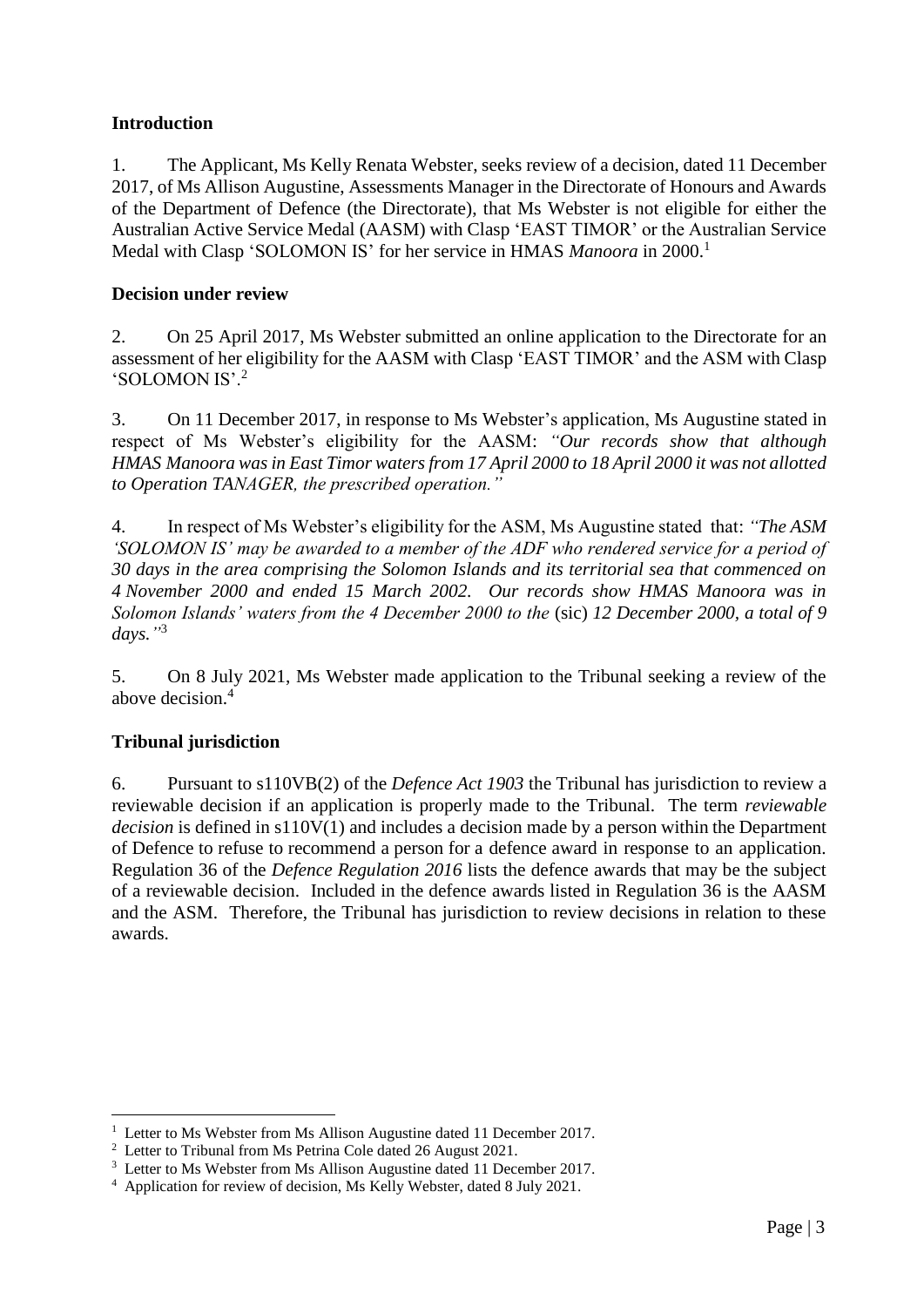## Introduction

1. The Applicant, Ms Kelly Renata Webster, seeks review of a decision, dated 11 December 2017, of Ms Allison Augustine, Assessments Manager in the Directorate of Honours and Awards of the Department of Defence (the Directorate), that Ms Webster is not eligible for either the Australian Active Service Medal (AASM) with Clasp 'EAST TIMOR' or the Australian Service Medal with Clasp 'SOLOMON IS' for her service in HMAS *Manoora* in 2000.[1]

## Decision under review

2. On 25 April 2017, Ms Webster submitted an online application to the Directorate for an assessment of her eligibility for the AASM with Clasp 'EAST TIMOR' and the ASM with Clasp 'SOLOMON IS'.[2]

3. On 11 December 2017, in response to Ms Webster's application, Ms Augustine stated in respect of Ms Webster's eligibility for the AASM: *"Our records show that although HMAS Manoora was in East Timor waters from 17 April 2000 to 18 April 2000 it was not allotted to Operation TANAGER, the prescribed operation."*

4. In respect of Ms Webster's eligibility for the ASM, Ms Augustine stated that: *"The ASM 'SOLOMON IS' may be awarded to a member of the ADF who rendered service for a period of 30 days in the area comprising the Solomon Islands and its territorial sea that commenced on 4 November 2000 and ended 15 March 2002. Our records show HMAS Manoora was in Solomon Islands' waters from the 4 December 2000 to the* (sic) *12 December 2000, a total of 9 days."*[3]

5. On 8 July 2021, Ms Webster made application to the Tribunal seeking a review of the above decision.[4]

## Tribunal jurisdiction

6. Pursuant to s110VB(2) of the *Defence Act 1903* the Tribunal has jurisdiction to review a reviewable decision if an application is properly made to the Tribunal. The term *reviewable decision* is defined in s110V(1) and includes a decision made by a person within the Department of Defence to refuse to recommend a person for a defence award in response to an application. Regulation 36 of the *Defence Regulation 2016* lists the defence awards that may be the subject of a reviewable decision. Included in the defence awards listed in Regulation 36 is the AASM and the ASM. Therefore, the Tribunal has jurisdiction to review decisions in relation to these awards.

---

[1] Letter to Ms Webster from Ms Allison Augustine dated 11 December 2017.

[2] Letter to Tribunal from Ms Petrina Cole dated 26 August 2021.

[3] Letter to Ms Webster from Ms Allison Augustine dated 11 December 2017.

[4] Application for review of decision, Ms Kelly Webster, dated 8 July 2021.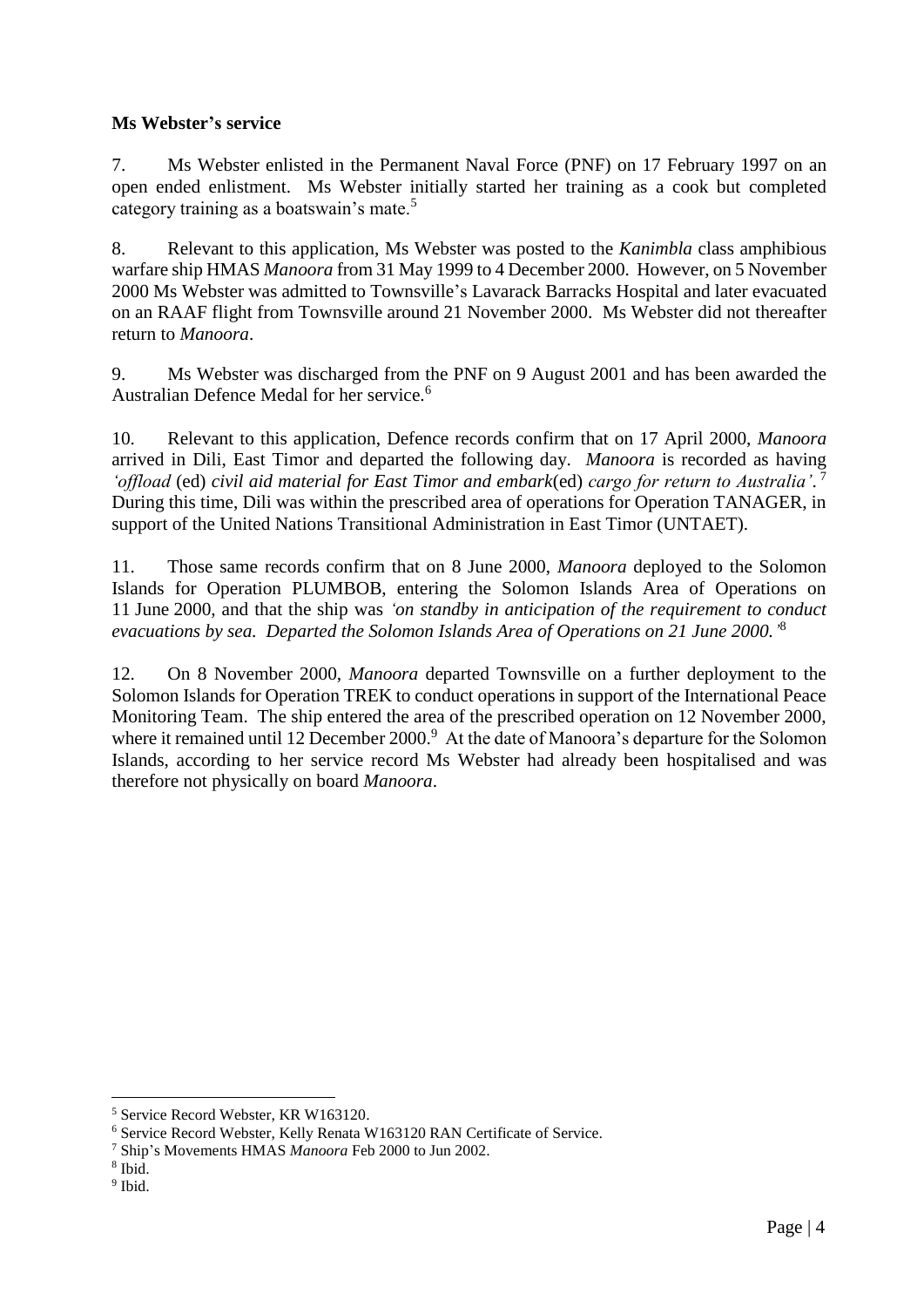**Ms Webster's service**

7. Ms Webster enlisted in the Permanent Naval Force (PNF) on 17 February 1997 on an open ended enlistment. Ms Webster initially started her training as a cook but completed category training as a boatswain's mate.[5]

8. Relevant to this application, Ms Webster was posted to the *Kanimbla* class amphibious warfare ship HMAS *Manoora* from 31 May 1999 to 4 December 2000. However, on 5 November 2000 Ms Webster was admitted to Townsville's Lavarack Barracks Hospital and later evacuated on an RAAF flight from Townsville around 21 November 2000. Ms Webster did not thereafter return to *Manoora*.

9. Ms Webster was discharged from the PNF on 9 August 2001 and has been awarded the Australian Defence Medal for her service.[6]

10. Relevant to this application, Defence records confirm that on 17 April 2000, *Manoora* arrived in Dili, East Timor and departed the following day. *Manoora* is recorded as having *'offload* (ed) *civil aid material for East Timor and embark*(ed) *cargo for return to Australia'*.[7] During this time, Dili was within the prescribed area of operations for Operation TANAGER, in support of the United Nations Transitional Administration in East Timor (UNTAET).

11. Those same records confirm that on 8 June 2000, *Manoora* deployed to the Solomon Islands for Operation PLUMBOB, entering the Solomon Islands Area of Operations on 11 June 2000, and that the ship was *'on standby in anticipation of the requirement to conduct evacuations by sea. Departed the Solomon Islands Area of Operations on 21 June 2000.'*[8]

12. On 8 November 2000, *Manoora* departed Townsville on a further deployment to the Solomon Islands for Operation TREK to conduct operations in support of the International Peace Monitoring Team. The ship entered the area of the prescribed operation on 12 November 2000, where it remained until 12 December 2000.[9] At the date of Manoora's departure for the Solomon Islands, according to her service record Ms Webster had already been hospitalised and was therefore not physically on board *Manoora*.

---

[5] Service Record Webster, KR W163120.

[6] Service Record Webster, Kelly Renata W163120 RAN Certificate of Service.

[7] Ship's Movements HMAS *Manoora* Feb 2000 to Jun 2002.

[8] Ibid.

[9] Ibid.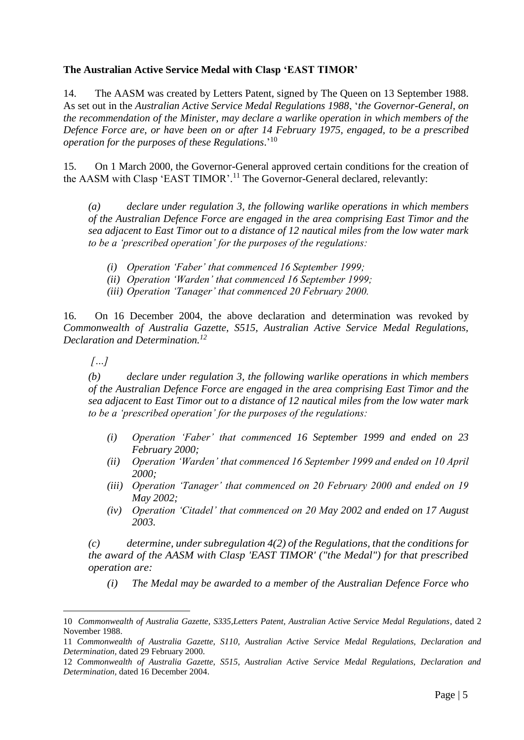**The Australian Active Service Medal with Clasp 'EAST TIMOR'**

14. The AASM was created by Letters Patent, signed by The Queen on 13 September 1988. As set out in the *Australian Active Service Medal Regulations 1988*, '*the Governor-General, on the recommendation of the Minister, may declare a warlike operation in which members of the Defence Force are, or have been on or after 14 February 1975, engaged, to be a prescribed operation for the purposes of these Regulations*.'[10]

15. On 1 March 2000, the Governor-General approved certain conditions for the creation of the AASM with Clasp 'EAST TIMOR'.[11] The Governor-General declared, relevantly:

> *(a) declare under regulation 3, the following warlike operations in which members of the Australian Defence Force are engaged in the area comprising East Timor and the sea adjacent to East Timor out to a distance of 12 nautical miles from the low water mark to be a 'prescribed operation' for the purposes of the regulations:*
>
> *(i) Operation 'Faber' that commenced 16 September 1999;*
> *(ii) Operation 'Warden' that commenced 16 September 1999;*
> *(iii) Operation 'Tanager' that commenced 20 February 2000.*

16. On 16 December 2004, the above declaration and determination was revoked by *Commonwealth of Australia Gazette, S515, Australian Active Service Medal Regulations, Declaration and Determination.*[12]

> *[…]*
>
> *(b) declare under regulation 3, the following warlike operations in which members of the Australian Defence Force are engaged in the area comprising East Timor and the sea adjacent to East Timor out to a distance of 12 nautical miles from the low water mark to be a 'prescribed operation' for the purposes of the regulations:*
>
> *(i) Operation 'Faber' that commenced 16 September 1999 and ended on 23 February 2000;*
> *(ii) Operation 'Warden' that commenced 16 September 1999 and ended on 10 April 2000;*
> *(iii) Operation 'Tanager' that commenced on 20 February 2000 and ended on 19 May 2002;*
> *(iv) Operation 'Citadel' that commenced on 20 May 2002 and ended on 17 August 2003.*
>
> *(c) determine, under subregulation 4(2) of the Regulations, that the conditions for the award of the AASM with Clasp 'EAST TIMOR' ("the Medal") for that prescribed operation are:*
>
> *(i) The Medal may be awarded to a member of the Australian Defence Force who*

---

10 *Commonwealth of Australia Gazette, S335,Letters Patent, Australian Active Service Medal Regulations*, dated 2 November 1988.

11 *Commonwealth of Australia Gazette, S110, Australian Active Service Medal Regulations, Declaration and Determination*, dated 29 February 2000.

12 *Commonwealth of Australia Gazette, S515, Australian Active Service Medal Regulations, Declaration and Determination*, dated 16 December 2004.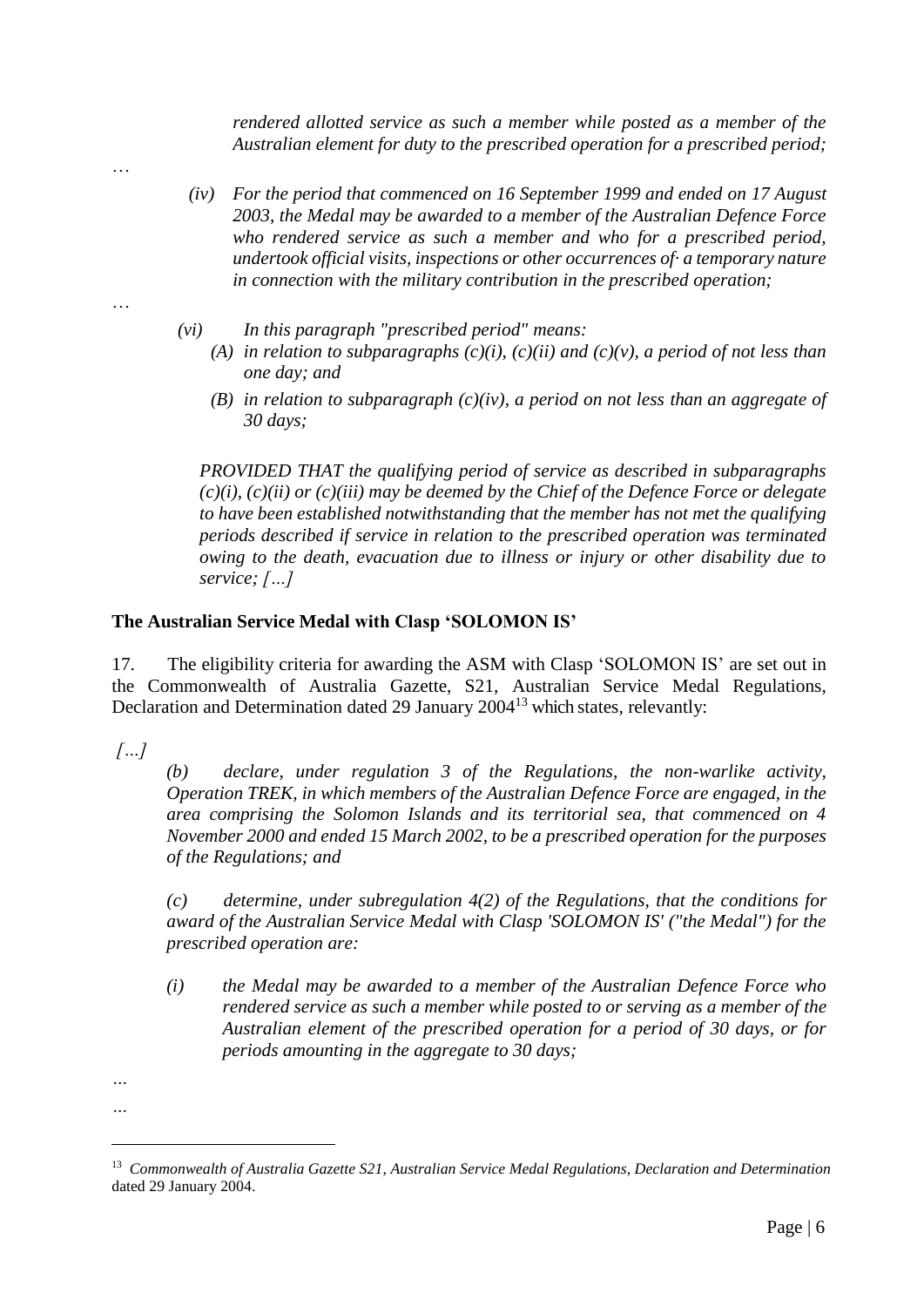*rendered allotted service as such a member while posted as a member of the Australian element for duty to the prescribed operation for a prescribed period;*

…

*(iv) For the period that commenced on 16 September 1999 and ended on 17 August 2003, the Medal may be awarded to a member of the Australian Defence Force who rendered service as such a member and who for a prescribed period, undertook official visits, inspections or other occurrences of· a temporary nature in connection with the military contribution in the prescribed operation;*

…

*(vi) In this paragraph "prescribed period" means:*

*(A) in relation to subparagraphs (c)(i), (c)(ii) and (c)(v), a period of not less than one day; and*

*(B) in relation to subparagraph (c)(iv), a period on not less than an aggregate of 30 days;*

*PROVIDED THAT the qualifying period of service as described in subparagraphs (c)(i), (c)(ii) or (c)(iii) may be deemed by the Chief of the Defence Force or delegate to have been established notwithstanding that the member has not met the qualifying periods described if service in relation to the prescribed operation was terminated owing to the death, evacuation due to illness or injury or other disability due to service; […]*

**The Australian Service Medal with Clasp 'SOLOMON IS'**

17. The eligibility criteria for awarding the ASM with Clasp 'SOLOMON IS' are set out in the Commonwealth of Australia Gazette, S21, Australian Service Medal Regulations, Declaration and Determination dated 29 January 2004[13] which states, relevantly:

*[…]*

*(b) declare, under regulation 3 of the Regulations, the non-warlike activity, Operation TREK, in which members of the Australian Defence Force are engaged, in the area comprising the Solomon Islands and its territorial sea, that commenced on 4 November 2000 and ended 15 March 2002, to be a prescribed operation for the purposes of the Regulations; and*

*(c) determine, under subregulation 4(2) of the Regulations, that the conditions for award of the Australian Service Medal with Clasp 'SOLOMON IS' ("the Medal") for the prescribed operation are:*

*(i) the Medal may be awarded to a member of the Australian Defence Force who rendered service as such a member while posted to or serving as a member of the Australian element of the prescribed operation for a period of 30 days, or for periods amounting in the aggregate to 30 days;*

…

…

---

[13] *Commonwealth of Australia Gazette S21, Australian Service Medal Regulations, Declaration and Determination* dated 29 January 2004.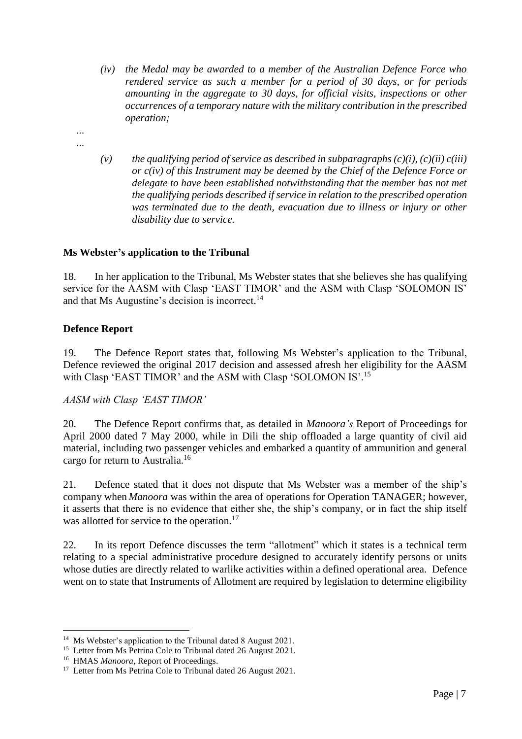*(iv) the Medal may be awarded to a member of the Australian Defence Force who rendered service as such a member for a period of 30 days, or for periods amounting in the aggregate to 30 days, for official visits, inspections or other occurrences of a temporary nature with the military contribution in the prescribed operation;*

…

…

*(v) the qualifying period of service as described in subparagraphs (c)(i), (c)(ii) c(iii) or c(iv) of this Instrument may be deemed by the Chief of the Defence Force or delegate to have been established notwithstanding that the member has not met the qualifying periods described if service in relation to the prescribed operation was terminated due to the death, evacuation due to illness or injury or other disability due to service.*

**Ms Webster's application to the Tribunal**

18. In her application to the Tribunal, Ms Webster states that she believes she has qualifying service for the AASM with Clasp 'EAST TIMOR' and the ASM with Clasp 'SOLOMON IS' and that Ms Augustine's decision is incorrect.[14]

**Defence Report**

19. The Defence Report states that, following Ms Webster's application to the Tribunal, Defence reviewed the original 2017 decision and assessed afresh her eligibility for the AASM with Clasp 'EAST TIMOR' and the ASM with Clasp 'SOLOMON IS'.[15]

*AASM with Clasp 'EAST TIMOR'*

20. The Defence Report confirms that, as detailed in *Manoora's* Report of Proceedings for April 2000 dated 7 May 2000, while in Dili the ship offloaded a large quantity of civil aid material, including two passenger vehicles and embarked a quantity of ammunition and general cargo for return to Australia.[16]

21. Defence stated that it does not dispute that Ms Webster was a member of the ship's company when *Manoora* was within the area of operations for Operation TANAGER; however, it asserts that there is no evidence that either she, the ship's company, or in fact the ship itself was allotted for service to the operation.[17]

22. In its report Defence discusses the term "allotment" which it states is a technical term relating to a special administrative procedure designed to accurately identify persons or units whose duties are directly related to warlike activities within a defined operational area. Defence went on to state that Instruments of Allotment are required by legislation to determine eligibility

---

[14] Ms Webster's application to the Tribunal dated 8 August 2021.

[15] Letter from Ms Petrina Cole to Tribunal dated 26 August 2021.

[16] HMAS *Manoora*, Report of Proceedings.

[17] Letter from Ms Petrina Cole to Tribunal dated 26 August 2021.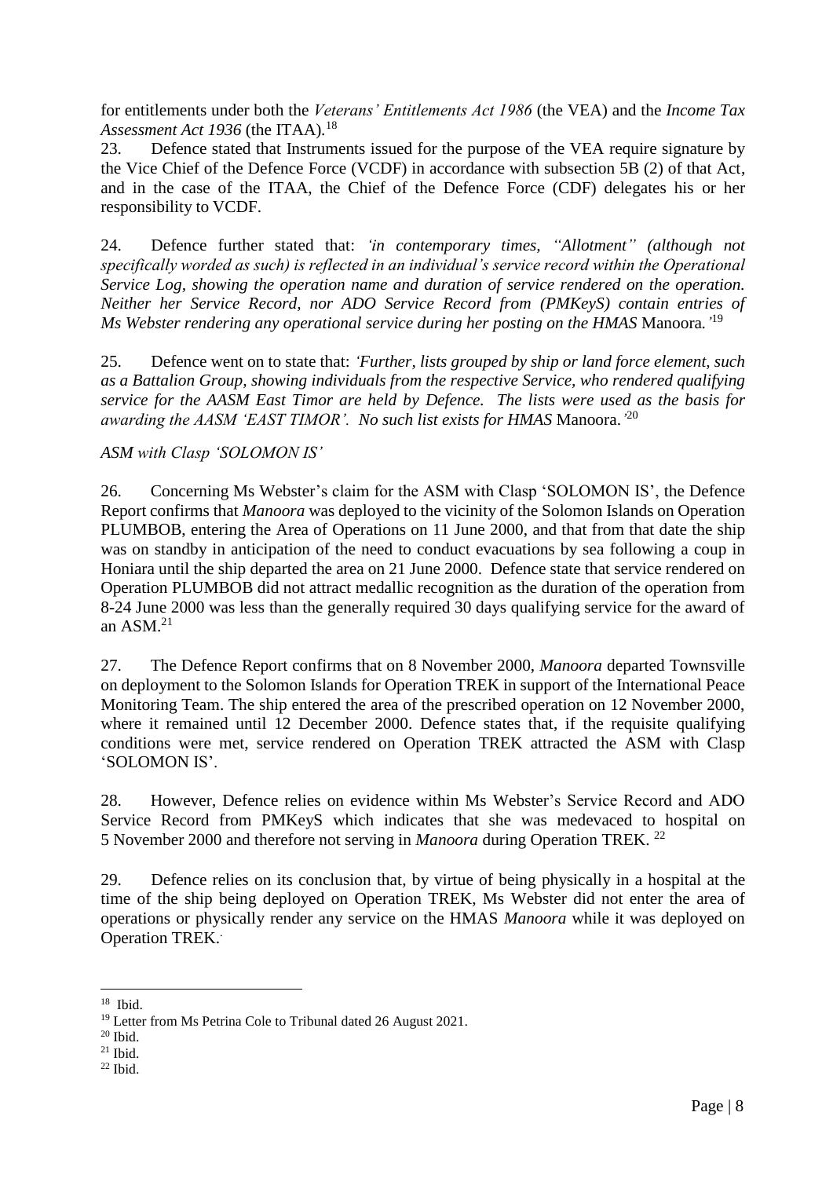for entitlements under both the *Veterans' Entitlements Act 1986* (the VEA) and the *Income Tax Assessment Act 1936* (the ITAA).[18]

23. Defence stated that Instruments issued for the purpose of the VEA require signature by the Vice Chief of the Defence Force (VCDF) in accordance with subsection 5B (2) of that Act, and in the case of the ITAA, the Chief of the Defence Force (CDF) delegates his or her responsibility to VCDF.

24. Defence further stated that: *'in contemporary times, "Allotment" (although not specifically worded as such) is reflected in an individual's service record within the Operational Service Log, showing the operation name and duration of service rendered on the operation. Neither her Service Record, nor ADO Service Record from (PMKeyS) contain entries of Ms Webster rendering any operational service during her posting on the HMAS* Manoora.*'*[19]

25. Defence went on to state that: *'Further, lists grouped by ship or land force element, such as a Battalion Group, showing individuals from the respective Service, who rendered qualifying service for the AASM East Timor are held by Defence. The lists were used as the basis for awarding the AASM 'EAST TIMOR'. No such list exists for HMAS* Manoora.*'*[20]

*ASM with Clasp 'SOLOMON IS'*

26. Concerning Ms Webster's claim for the ASM with Clasp 'SOLOMON IS', the Defence Report confirms that *Manoora* was deployed to the vicinity of the Solomon Islands on Operation PLUMBOB, entering the Area of Operations on 11 June 2000, and that from that date the ship was on standby in anticipation of the need to conduct evacuations by sea following a coup in Honiara until the ship departed the area on 21 June 2000. Defence state that service rendered on Operation PLUMBOB did not attract medallic recognition as the duration of the operation from 8-24 June 2000 was less than the generally required 30 days qualifying service for the award of an ASM.[21]

27. The Defence Report confirms that on 8 November 2000, *Manoora* departed Townsville on deployment to the Solomon Islands for Operation TREK in support of the International Peace Monitoring Team. The ship entered the area of the prescribed operation on 12 November 2000, where it remained until 12 December 2000. Defence states that, if the requisite qualifying conditions were met, service rendered on Operation TREK attracted the ASM with Clasp 'SOLOMON IS'.

28. However, Defence relies on evidence within Ms Webster's Service Record and ADO Service Record from PMKeyS which indicates that she was medevaced to hospital on 5 November 2000 and therefore not serving in *Manoora* during Operation TREK. [22]

29. Defence relies on its conclusion that, by virtue of being physically in a hospital at the time of the ship being deployed on Operation TREK, Ms Webster did not enter the area of operations or physically render any service on the HMAS *Manoora* while it was deployed on Operation TREK.

---

[18] Ibid.

[19] Letter from Ms Petrina Cole to Tribunal dated 26 August 2021.

[20] Ibid.

[21] Ibid.

[22] Ibid.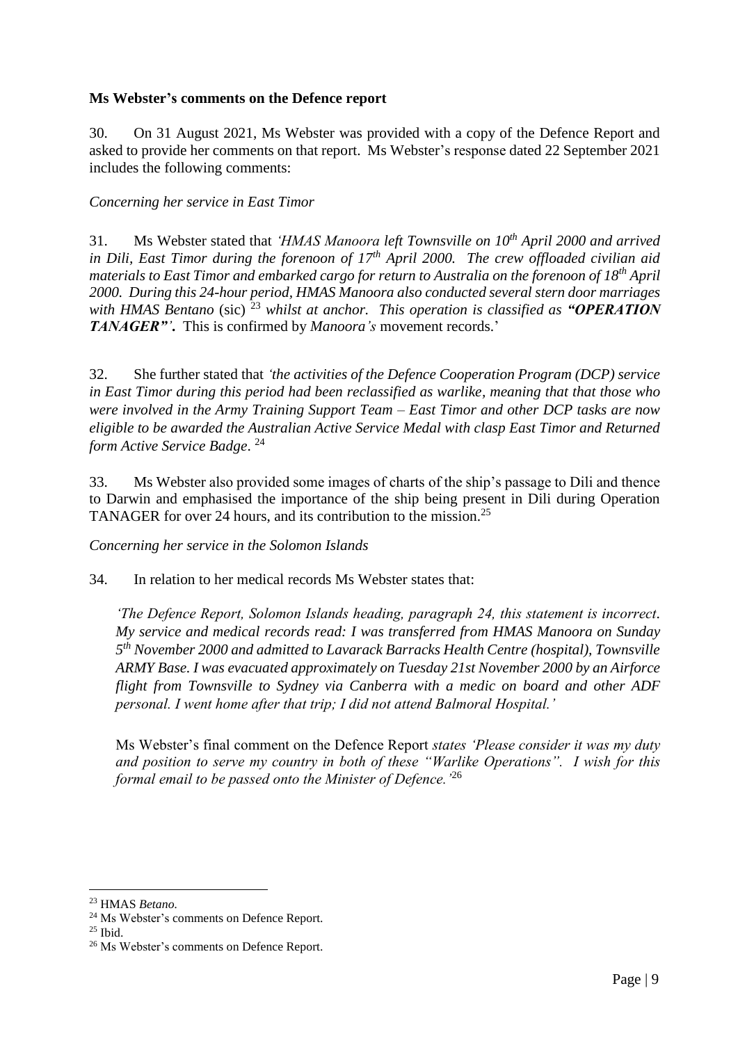**Ms Webster's comments on the Defence report**

30. On 31 August 2021, Ms Webster was provided with a copy of the Defence Report and asked to provide her comments on that report. Ms Webster's response dated 22 September 2021 includes the following comments:

*Concerning her service in East Timor*

31. Ms Webster stated that *'HMAS Manoora left Townsville on 10th April 2000 and arrived in Dili, East Timor during the forenoon of 17th April 2000. The crew offloaded civilian aid materials to East Timor and embarked cargo for return to Australia on the forenoon of 18th April 2000. During this 24-hour period, HMAS Manoora also conducted several stern door marriages with HMAS Bentano* (sic) [23] *whilst at anchor. This operation is classified as **"OPERATION TANAGER"'.*** This is confirmed by *Manoora's* movement records.'

32. She further stated that *'the activities of the Defence Cooperation Program (DCP) service in East Timor during this period had been reclassified as warlike, meaning that that those who were involved in the Army Training Support Team – East Timor and other DCP tasks are now eligible to be awarded the Australian Active Service Medal with clasp East Timor and Returned form Active Service Badge*. [24]

33. Ms Webster also provided some images of charts of the ship's passage to Dili and thence to Darwin and emphasised the importance of the ship being present in Dili during Operation TANAGER for over 24 hours, and its contribution to the mission.[25]

*Concerning her service in the Solomon Islands*

34. In relation to her medical records Ms Webster states that:

> *'The Defence Report, Solomon Islands heading, paragraph 24, this statement is incorrect. My service and medical records read: I was transferred from HMAS Manoora on Sunday 5th November 2000 and admitted to Lavarack Barracks Health Centre (hospital), Townsville ARMY Base. I was evacuated approximately on Tuesday 21st November 2000 by an Airforce flight from Townsville to Sydney via Canberra with a medic on board and other ADF personal. I went home after that trip; I did not attend Balmoral Hospital.'*

Ms Webster's final comment on the Defence Report *states 'Please consider it was my duty and position to serve my country in both of these "Warlike Operations". I wish for this formal email to be passed onto the Minister of Defence.'*[26]

---

[23] HMAS *Betano*.

[24] Ms Webster's comments on Defence Report.

[25] Ibid.

[26] Ms Webster's comments on Defence Report.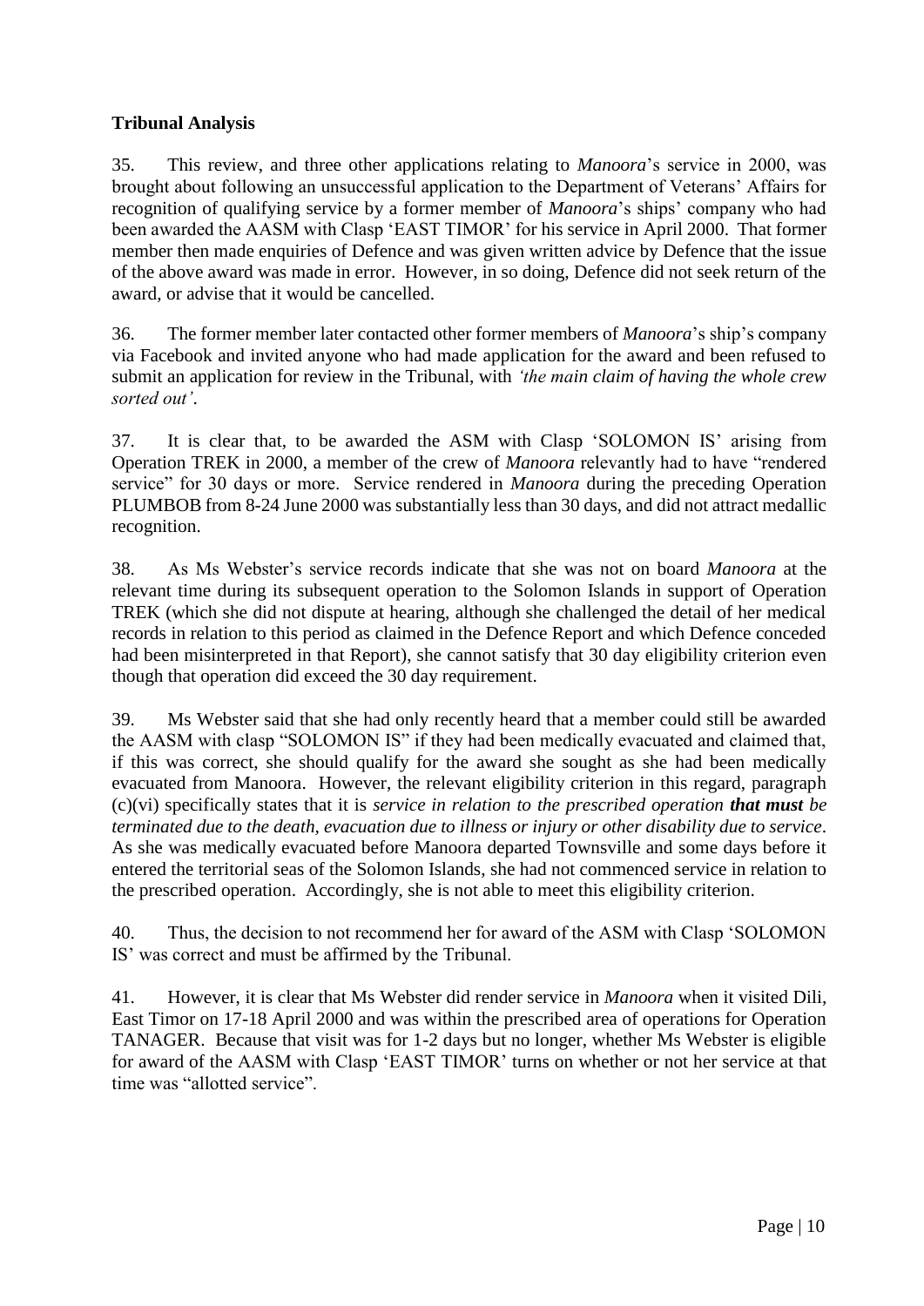**Tribunal Analysis**

35. This review, and three other applications relating to *Manoora*'s service in 2000, was brought about following an unsuccessful application to the Department of Veterans' Affairs for recognition of qualifying service by a former member of *Manoora*'s ships' company who had been awarded the AASM with Clasp 'EAST TIMOR' for his service in April 2000. That former member then made enquiries of Defence and was given written advice by Defence that the issue of the above award was made in error. However, in so doing, Defence did not seek return of the award, or advise that it would be cancelled.

36. The former member later contacted other former members of *Manoora*'s ship's company via Facebook and invited anyone who had made application for the award and been refused to submit an application for review in the Tribunal, with *'the main claim of having the whole crew sorted out'*.

37. It is clear that, to be awarded the ASM with Clasp 'SOLOMON IS' arising from Operation TREK in 2000, a member of the crew of *Manoora* relevantly had to have "rendered service" for 30 days or more. Service rendered in *Manoora* during the preceding Operation PLUMBOB from 8-24 June 2000 was substantially less than 30 days, and did not attract medallic recognition.

38. As Ms Webster's service records indicate that she was not on board *Manoora* at the relevant time during its subsequent operation to the Solomon Islands in support of Operation TREK (which she did not dispute at hearing, although she challenged the detail of her medical records in relation to this period as claimed in the Defence Report and which Defence conceded had been misinterpreted in that Report), she cannot satisfy that 30 day eligibility criterion even though that operation did exceed the 30 day requirement.

39. Ms Webster said that she had only recently heard that a member could still be awarded the AASM with clasp "SOLOMON IS" if they had been medically evacuated and claimed that, if this was correct, she should qualify for the award she sought as she had been medically evacuated from Manoora. However, the relevant eligibility criterion in this regard, paragraph (c)(vi) specifically states that it is *service in relation to the prescribed operation **that must** be terminated due to the death, evacuation due to illness or injury or other disability due to service*. As she was medically evacuated before Manoora departed Townsville and some days before it entered the territorial seas of the Solomon Islands, she had not commenced service in relation to the prescribed operation. Accordingly, she is not able to meet this eligibility criterion.

40. Thus, the decision to not recommend her for award of the ASM with Clasp 'SOLOMON IS' was correct and must be affirmed by the Tribunal.

41. However, it is clear that Ms Webster did render service in *Manoora* when it visited Dili, East Timor on 17-18 April 2000 and was within the prescribed area of operations for Operation TANAGER. Because that visit was for 1-2 days but no longer, whether Ms Webster is eligible for award of the AASM with Clasp 'EAST TIMOR' turns on whether or not her service at that time was "allotted service".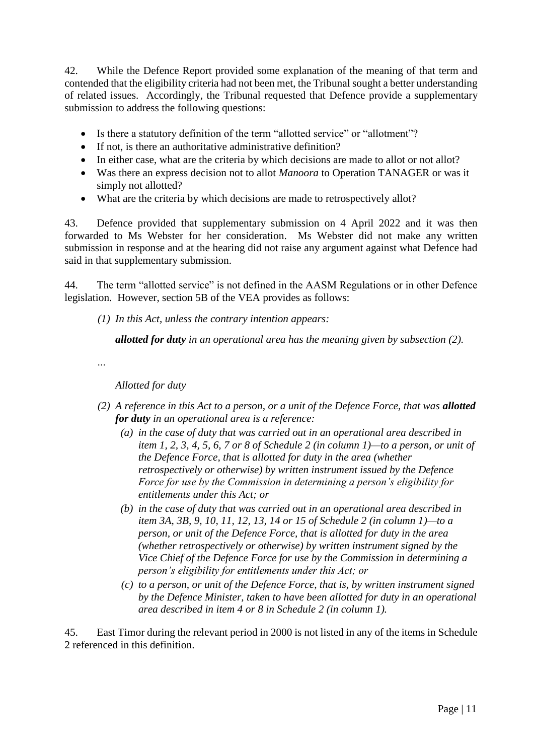42. While the Defence Report provided some explanation of the meaning of that term and contended that the eligibility criteria had not been met, the Tribunal sought a better understanding of related issues. Accordingly, the Tribunal requested that Defence provide a supplementary submission to address the following questions:

- Is there a statutory definition of the term "allotted service" or "allotment"?
- If not, is there an authoritative administrative definition?
- In either case, what are the criteria by which decisions are made to allot or not allot?
- Was there an express decision not to allot *Manoora* to Operation TANAGER or was it simply not allotted?
- What are the criteria by which decisions are made to retrospectively allot?

43. Defence provided that supplementary submission on 4 April 2022 and it was then forwarded to Ms Webster for her consideration. Ms Webster did not make any written submission in response and at the hearing did not raise any argument against what Defence had said in that supplementary submission.

44. The term "allotted service" is not defined in the AASM Regulations or in other Defence legislation. However, section 5B of the VEA provides as follows:

> *(1) In this Act, unless the contrary intention appears:*
>
> ***allotted for duty*** *in an operational area has the meaning given by subsection (2).*
>
> *…*
>
> *Allotted for duty*
>
> *(2) A reference in this Act to a person, or a unit of the Defence Force, that was* ***allotted for duty*** *in an operational area is a reference:*
>
> *(a) in the case of duty that was carried out in an operational area described in item 1, 2, 3, 4, 5, 6, 7 or 8 of Schedule 2 (in column 1)—to a person, or unit of the Defence Force, that is allotted for duty in the area (whether retrospectively or otherwise) by written instrument issued by the Defence Force for use by the Commission in determining a person's eligibility for entitlements under this Act; or*
>
> *(b) in the case of duty that was carried out in an operational area described in item 3A, 3B, 9, 10, 11, 12, 13, 14 or 15 of Schedule 2 (in column 1)—to a person, or unit of the Defence Force, that is allotted for duty in the area (whether retrospectively or otherwise) by written instrument signed by the Vice Chief of the Defence Force for use by the Commission in determining a person's eligibility for entitlements under this Act; or*
>
> *(c) to a person, or unit of the Defence Force, that is, by written instrument signed by the Defence Minister, taken to have been allotted for duty in an operational area described in item 4 or 8 in Schedule 2 (in column 1).*

45. East Timor during the relevant period in 2000 is not listed in any of the items in Schedule 2 referenced in this definition.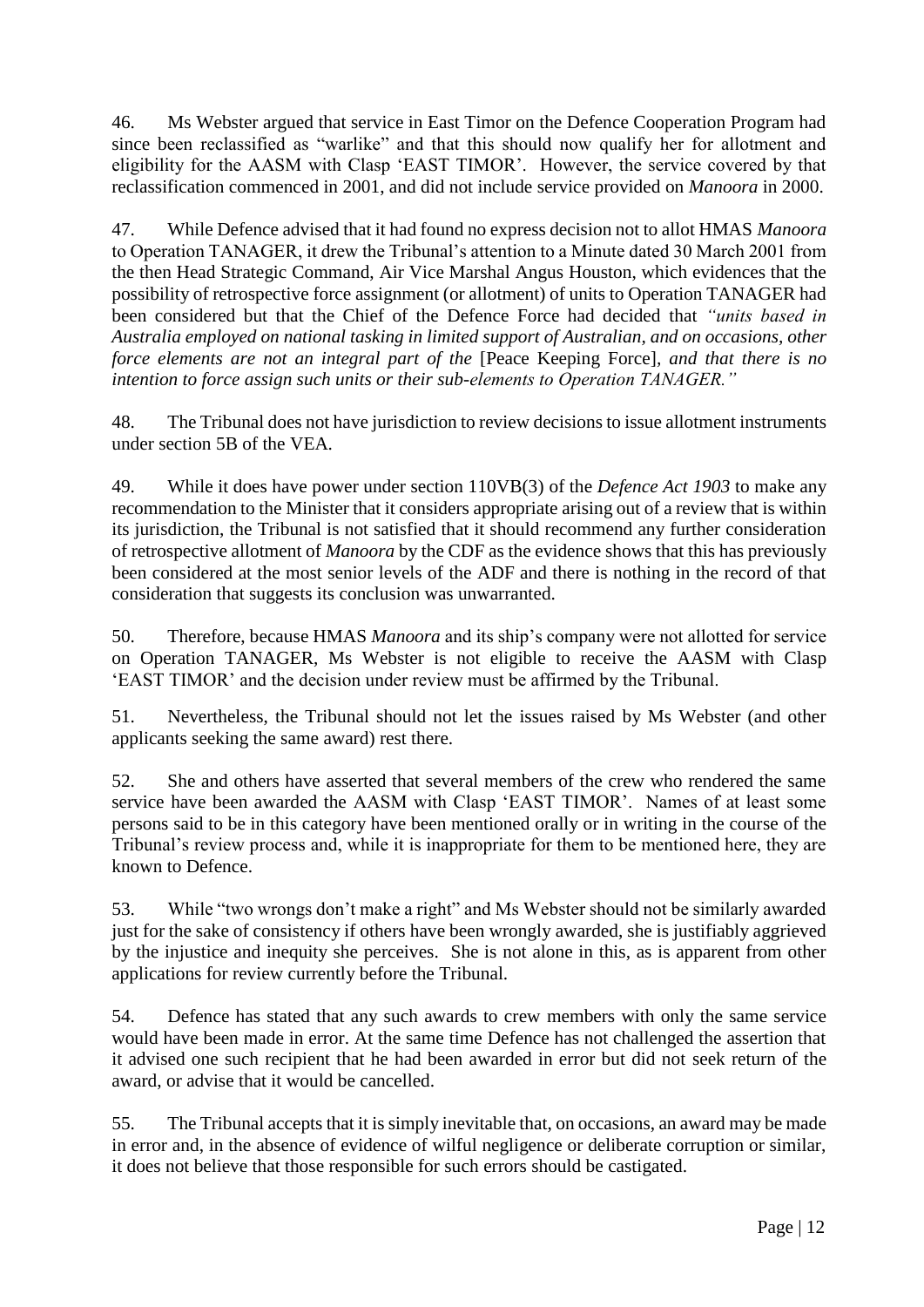46. Ms Webster argued that service in East Timor on the Defence Cooperation Program had since been reclassified as "warlike" and that this should now qualify her for allotment and eligibility for the AASM with Clasp 'EAST TIMOR'. However, the service covered by that reclassification commenced in 2001, and did not include service provided on *Manoora* in 2000.

47. While Defence advised that it had found no express decision not to allot HMAS *Manoora* to Operation TANAGER, it drew the Tribunal's attention to a Minute dated 30 March 2001 from the then Head Strategic Command, Air Vice Marshal Angus Houston, which evidences that the possibility of retrospective force assignment (or allotment) of units to Operation TANAGER had been considered but that the Chief of the Defence Force had decided that *"units based in Australia employed on national tasking in limited support of Australian, and on occasions, other force elements are not an integral part of the* [Peace Keeping Force]*, and that there is no intention to force assign such units or their sub-elements to Operation TANAGER."*

48. The Tribunal does not have jurisdiction to review decisions to issue allotment instruments under section 5B of the VEA.

49. While it does have power under section 110VB(3) of the *Defence Act 1903* to make any recommendation to the Minister that it considers appropriate arising out of a review that is within its jurisdiction, the Tribunal is not satisfied that it should recommend any further consideration of retrospective allotment of *Manoora* by the CDF as the evidence shows that this has previously been considered at the most senior levels of the ADF and there is nothing in the record of that consideration that suggests its conclusion was unwarranted.

50. Therefore, because HMAS *Manoora* and its ship's company were not allotted for service on Operation TANAGER, Ms Webster is not eligible to receive the AASM with Clasp 'EAST TIMOR' and the decision under review must be affirmed by the Tribunal.

51. Nevertheless, the Tribunal should not let the issues raised by Ms Webster (and other applicants seeking the same award) rest there.

52. She and others have asserted that several members of the crew who rendered the same service have been awarded the AASM with Clasp 'EAST TIMOR'. Names of at least some persons said to be in this category have been mentioned orally or in writing in the course of the Tribunal's review process and, while it is inappropriate for them to be mentioned here, they are known to Defence.

53. While "two wrongs don't make a right" and Ms Webster should not be similarly awarded just for the sake of consistency if others have been wrongly awarded, she is justifiably aggrieved by the injustice and inequity she perceives. She is not alone in this, as is apparent from other applications for review currently before the Tribunal.

54. Defence has stated that any such awards to crew members with only the same service would have been made in error. At the same time Defence has not challenged the assertion that it advised one such recipient that he had been awarded in error but did not seek return of the award, or advise that it would be cancelled.

55. The Tribunal accepts that it is simply inevitable that, on occasions, an award may be made in error and, in the absence of evidence of wilful negligence or deliberate corruption or similar, it does not believe that those responsible for such errors should be castigated.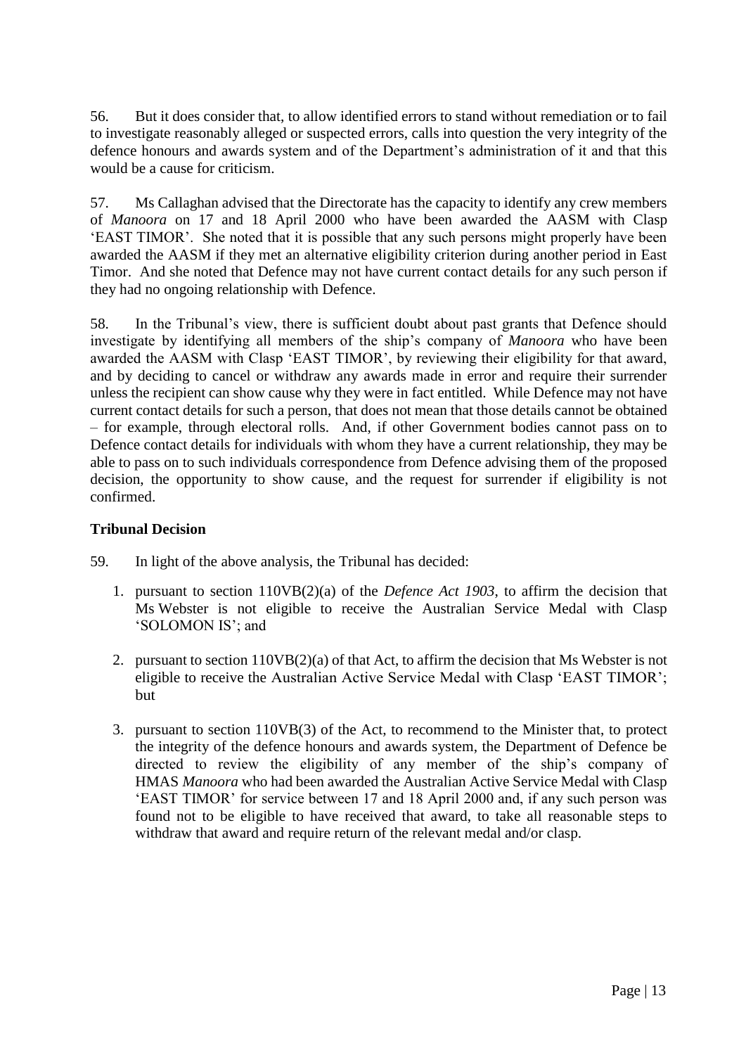56. But it does consider that, to allow identified errors to stand without remediation or to fail to investigate reasonably alleged or suspected errors, calls into question the very integrity of the defence honours and awards system and of the Department's administration of it and that this would be a cause for criticism.

57. Ms Callaghan advised that the Directorate has the capacity to identify any crew members of *Manoora* on 17 and 18 April 2000 who have been awarded the AASM with Clasp 'EAST TIMOR'. She noted that it is possible that any such persons might properly have been awarded the AASM if they met an alternative eligibility criterion during another period in East Timor. And she noted that Defence may not have current contact details for any such person if they had no ongoing relationship with Defence.

58. In the Tribunal's view, there is sufficient doubt about past grants that Defence should investigate by identifying all members of the ship's company of *Manoora* who have been awarded the AASM with Clasp 'EAST TIMOR', by reviewing their eligibility for that award, and by deciding to cancel or withdraw any awards made in error and require their surrender unless the recipient can show cause why they were in fact entitled. While Defence may not have current contact details for such a person, that does not mean that those details cannot be obtained – for example, through electoral rolls. And, if other Government bodies cannot pass on to Defence contact details for individuals with whom they have a current relationship, they may be able to pass on to such individuals correspondence from Defence advising them of the proposed decision, the opportunity to show cause, and the request for surrender if eligibility is not confirmed.

## Tribunal Decision

59. In light of the above analysis, the Tribunal has decided:

1. pursuant to section 110VB(2)(a) of the *Defence Act 1903*, to affirm the decision that Ms Webster is not eligible to receive the Australian Service Medal with Clasp 'SOLOMON IS'; and

2. pursuant to section 110VB(2)(a) of that Act, to affirm the decision that Ms Webster is not eligible to receive the Australian Active Service Medal with Clasp 'EAST TIMOR'; but

3. pursuant to section 110VB(3) of the Act, to recommend to the Minister that, to protect the integrity of the defence honours and awards system, the Department of Defence be directed to review the eligibility of any member of the ship's company of HMAS *Manoora* who had been awarded the Australian Active Service Medal with Clasp 'EAST TIMOR' for service between 17 and 18 April 2000 and, if any such person was found not to be eligible to have received that award, to take all reasonable steps to withdraw that award and require return of the relevant medal and/or clasp.